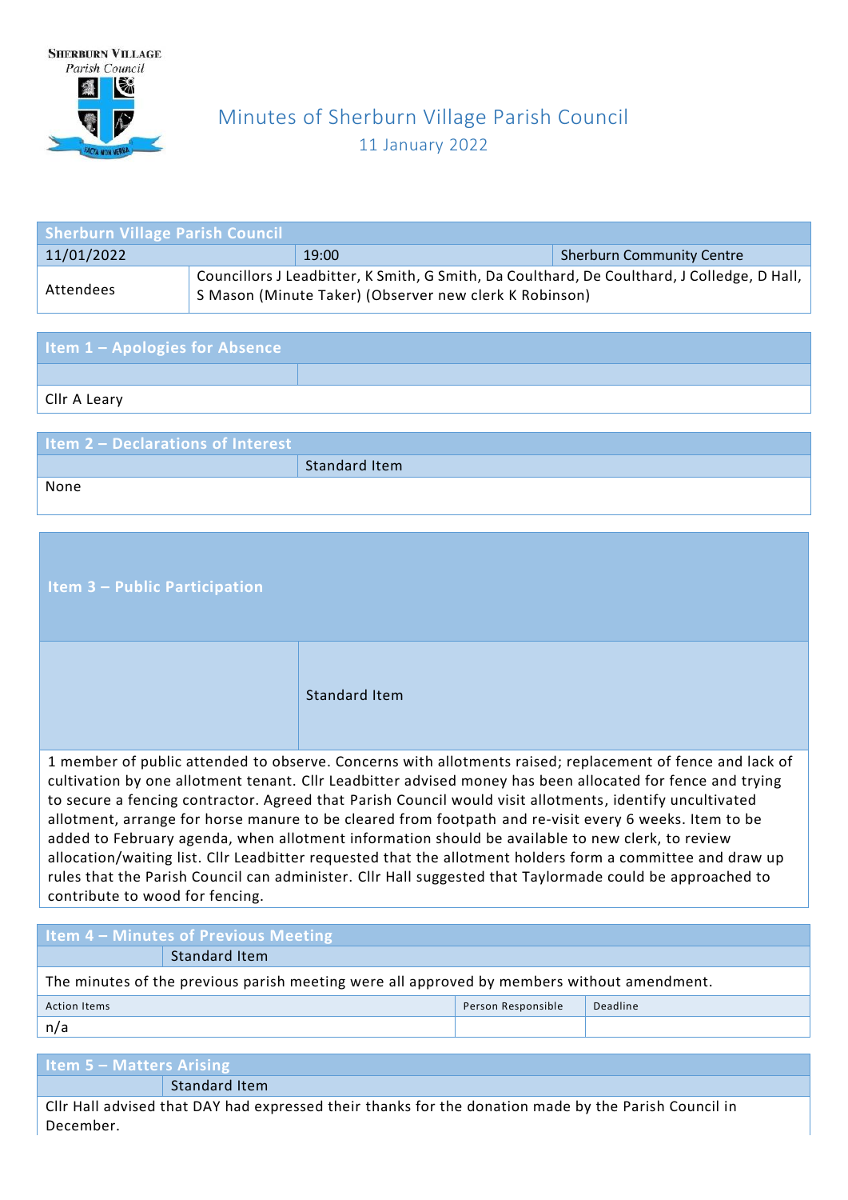SHERBURN VILLAGE
*Parish Council*

FACTA NON VERBA

# Minutes of Sherburn Village Parish Council

11 January 2022

| Sherburn Village Parish Council | | |
|---|---|---|
| 11/01/2022 | 19:00 | Sherburn Community Centre |
| Attendees | Councillors J Leadbitter, K Smith, G Smith, Da Coulthard, De Coulthard, J Colledge, D Hall, S Mason (Minute Taker) (Observer new clerk K Robinson) | |

## Item 1 – Apologies for Absence

Cllr A Leary

## Item 2 – Declarations of Interest

Standard Item

None

## Item 3 – Public Participation

Standard Item

1 member of public attended to observe. Concerns with allotments raised; replacement of fence and lack of cultivation by one allotment tenant. Cllr Leadbitter advised money has been allocated for fence and trying to secure a fencing contractor. Agreed that Parish Council would visit allotments, identify uncultivated allotment, arrange for horse manure to be cleared from footpath and re-visit every 6 weeks. Item to be added to February agenda, when allotment information should be available to new clerk, to review allocation/waiting list. Cllr Leadbitter requested that the allotment holders form a committee and draw up rules that the Parish Council can administer. Cllr Hall suggested that Taylormade could be approached to contribute to wood for fencing.

## Item 4 – Minutes of Previous Meeting

Standard Item

The minutes of the previous parish meeting were all approved by members without amendment.

| Action Items | Person Responsible | Deadline |
|---|---|---|
| n/a | | |

## Item 5 – Matters Arising

Standard Item

Cllr Hall advised that DAY had expressed their thanks for the donation made by the Parish Council in December.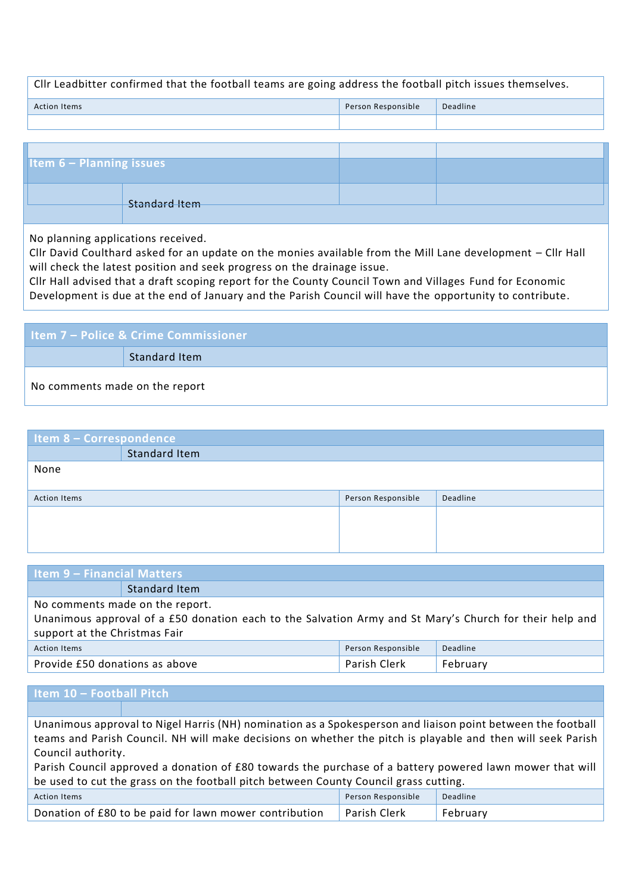Cllr Leadbitter confirmed that the football teams are going address the football pitch issues themselves.

| Action Items | Person Responsible | Deadline |
|---|---|---|
| | | |

## Item 6 – Planning issues

Standard Item

No planning applications received.
Cllr David Coulthard asked for an update on the monies available from the Mill Lane development – Cllr Hall will check the latest position and seek progress on the drainage issue.
Cllr Hall advised that a draft scoping report for the County Council Town and Villages Fund for Economic Development is due at the end of January and the Parish Council will have the opportunity to contribute.

## Item 7 – Police & Crime Commissioner

Standard Item

No comments made on the report

## Item 8 – Correspondence

Standard Item

None

| Action Items | Person Responsible | Deadline |
|---|---|---|
| | | |

## Item 9 – Financial Matters

Standard Item

No comments made on the report.
Unanimous approval of a £50 donation each to the Salvation Army and St Mary's Church for their help and support at the Christmas Fair

| Action Items | Person Responsible | Deadline |
|---|---|---|
| Provide £50 donations as above | Parish Clerk | February |

## Item 10 – Football Pitch

Unanimous approval to Nigel Harris (NH) nomination as a Spokesperson and liaison point between the football teams and Parish Council. NH will make decisions on whether the pitch is playable and then will seek Parish Council authority.
Parish Council approved a donation of £80 towards the purchase of a battery powered lawn mower that will be used to cut the grass on the football pitch between County Council grass cutting.

| Action Items | Person Responsible | Deadline |
|---|---|---|
| Donation of £80 to be paid for lawn mower contribution | Parish Clerk | February |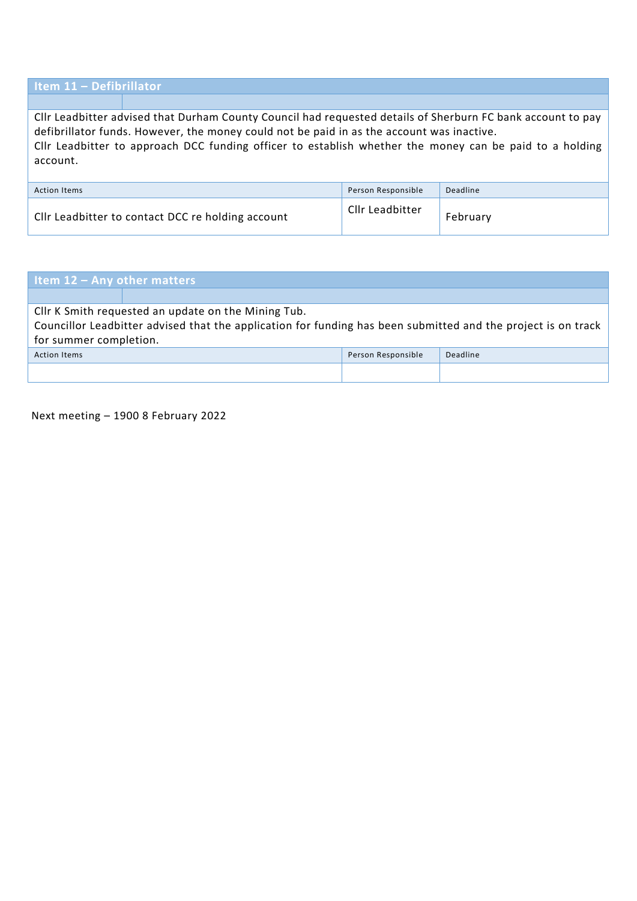## Item 11 – Defibrillator

Cllr Leadbitter advised that Durham County Council had requested details of Sherburn FC bank account to pay defibrillator funds. However, the money could not be paid in as the account was inactive.
Cllr Leadbitter to approach DCC funding officer to establish whether the money can be paid to a holding account.

| Action Items | Person Responsible | Deadline |
|---|---|---|
| Cllr Leadbitter to contact DCC re holding account | Cllr Leadbitter | February |

## Item 12 – Any other matters

Cllr K Smith requested an update on the Mining Tub.
Councillor Leadbitter advised that the application for funding has been submitted and the project is on track for summer completion.

| Action Items | Person Responsible | Deadline |
|---|---|---|
| | | |

Next meeting – 1900 8 February 2022